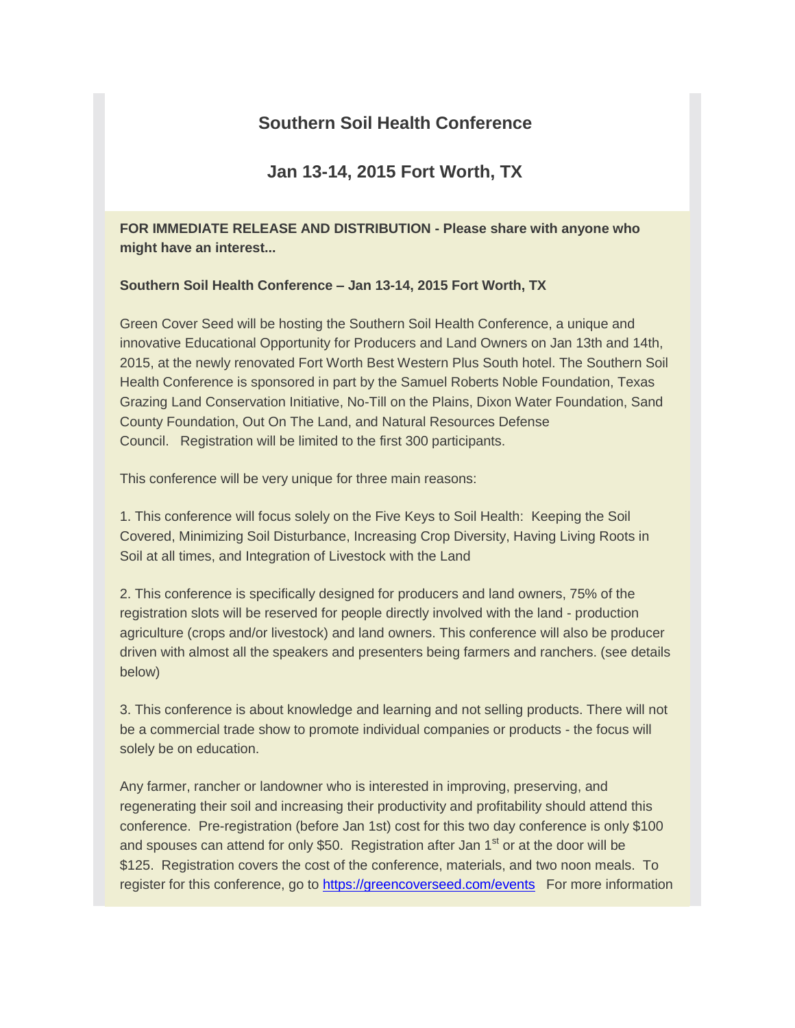## Southern Soil Health Conference

## Jan 13-14, 2015 Fort Worth, TX

**FOR IMMEDIATE RELEASE AND DISTRIBUTION - Please share with anyone who might have an interest...**

**Southern Soil Health Conference – Jan 13-14, 2015 Fort Worth, TX**

Green Cover Seed will be hosting the Southern Soil Health Conference, a unique and innovative Educational Opportunity for Producers and Land Owners on Jan 13th and 14th, 2015, at the newly renovated Fort Worth Best Western Plus South hotel. The Southern Soil Health Conference is sponsored in part by the Samuel Roberts Noble Foundation, Texas Grazing Land Conservation Initiative, No-Till on the Plains, Dixon Water Foundation, Sand County Foundation, Out On The Land, and Natural Resources Defense Council. Registration will be limited to the first 300 participants.

This conference will be very unique for three main reasons:

1. This conference will focus solely on the Five Keys to Soil Health: Keeping the Soil Covered, Minimizing Soil Disturbance, Increasing Crop Diversity, Having Living Roots in Soil at all times, and Integration of Livestock with the Land

2. This conference is specifically designed for producers and land owners, 75% of the registration slots will be reserved for people directly involved with the land - production agriculture (crops and/or livestock) and land owners. This conference will also be producer driven with almost all the speakers and presenters being farmers and ranchers. (see details below)

3. This conference is about knowledge and learning and not selling products. There will not be a commercial trade show to promote individual companies or products - the focus will solely be on education.

Any farmer, rancher or landowner who is interested in improving, preserving, and regenerating their soil and increasing their productivity and profitability should attend this conference. Pre-registration (before Jan 1st) cost for this two day conference is only $100 and spouses can attend for only $50. Registration after Jan 1st or at the door will be $125. Registration covers the cost of the conference, materials, and two noon meals. To register for this conference, go to https://greencoverseed.com/events For more information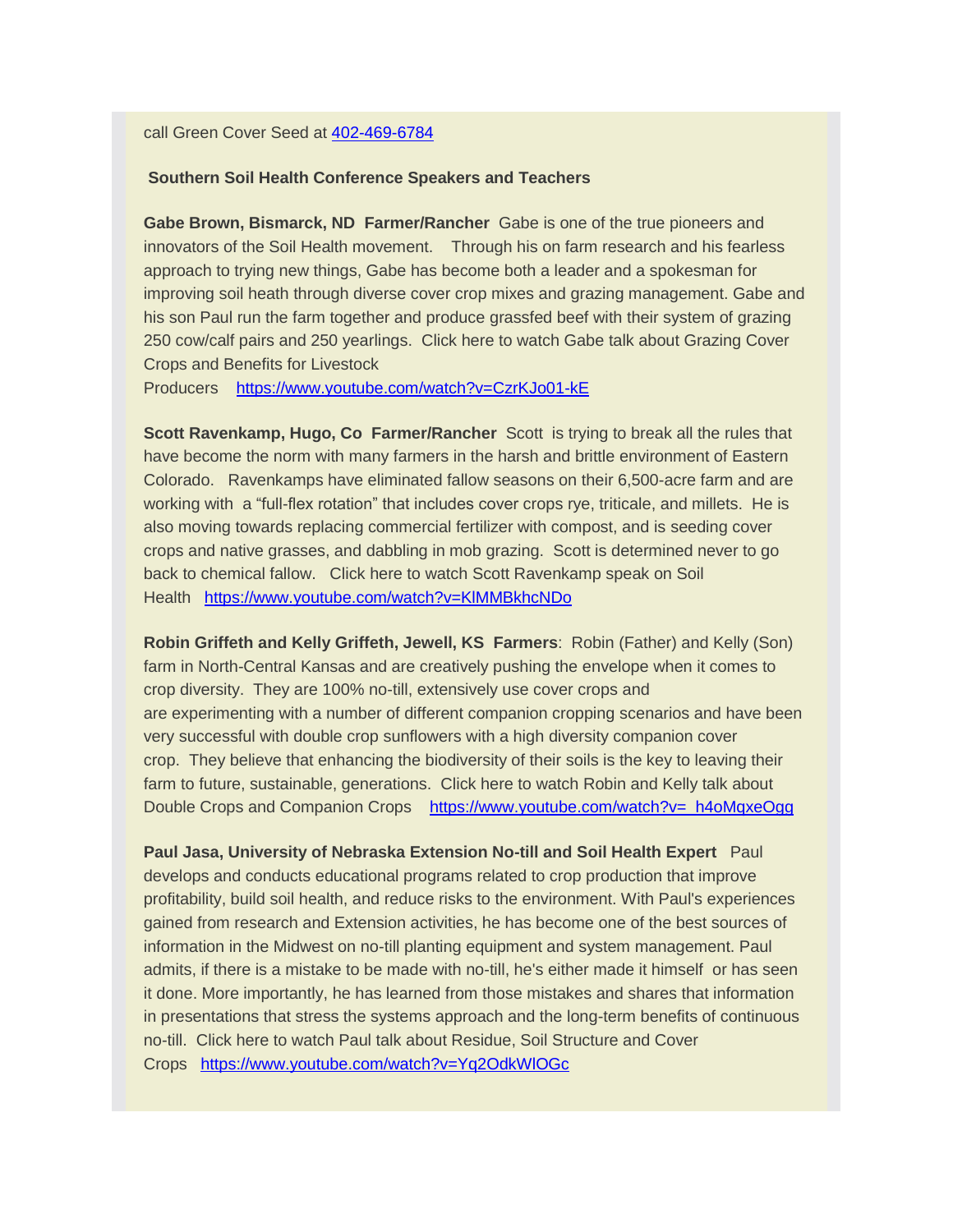call Green Cover Seed at [402-469-6784](tel:402-469-6784)

**Southern Soil Health Conference Speakers and Teachers**

**Gabe Brown, Bismarck, ND Farmer/Rancher** Gabe is one of the true pioneers and innovators of the Soil Health movement. Through his on farm research and his fearless approach to trying new things, Gabe has become both a leader and a spokesman for improving soil heath through diverse cover crop mixes and grazing management. Gabe and his son Paul run the farm together and produce grassfed beef with their system of grazing 250 cow/calf pairs and 250 yearlings. Click here to watch Gabe talk about Grazing Cover Crops and Benefits for Livestock Producers [https://www.youtube.com/watch?v=CzrKJo01-kE](https://www.youtube.com/watch?v=CzrKJo01-kE)

**Scott Ravenkamp, Hugo, Co Farmer/Rancher** Scott is trying to break all the rules that have become the norm with many farmers in the harsh and brittle environment of Eastern Colorado. Ravenkamps have eliminated fallow seasons on their 6,500-acre farm and are working with a "full-flex rotation" that includes cover crops rye, triticale, and millets. He is also moving towards replacing commercial fertilizer with compost, and is seeding cover crops and native grasses, and dabbling in mob grazing. Scott is determined never to go back to chemical fallow. Click here to watch Scott Ravenkamp speak on Soil Health [https://www.youtube.com/watch?v=KlMMBkhcNDo](https://www.youtube.com/watch?v=KlMMBkhcNDo)

**Robin Griffeth and Kelly Griffeth, Jewell, KS Farmers**: Robin (Father) and Kelly (Son) farm in North-Central Kansas and are creatively pushing the envelope when it comes to crop diversity. They are 100% no-till, extensively use cover crops and are experimenting with a number of different companion cropping scenarios and have been very successful with double crop sunflowers with a high diversity companion cover crop. They believe that enhancing the biodiversity of their soils is the key to leaving their farm to future, sustainable, generations. Click here to watch Robin and Kelly talk about Double Crops and Companion Crops [https://www.youtube.com/watch?v=_h4oMqxeOgg](https://www.youtube.com/watch?v=_h4oMqxeOgg)

**Paul Jasa, University of Nebraska Extension No-till and Soil Health Expert** Paul develops and conducts educational programs related to crop production that improve profitability, build soil health, and reduce risks to the environment. With Paul's experiences gained from research and Extension activities, he has become one of the best sources of information in the Midwest on no-till planting equipment and system management. Paul admits, if there is a mistake to be made with no-till, he's either made it himself or has seen it done. More importantly, he has learned from those mistakes and shares that information in presentations that stress the systems approach and the long-term benefits of continuous no-till. Click here to watch Paul talk about Residue, Soil Structure and Cover Crops [https://www.youtube.com/watch?v=Yq2OdkWlOGc](https://www.youtube.com/watch?v=Yq2OdkWlOGc)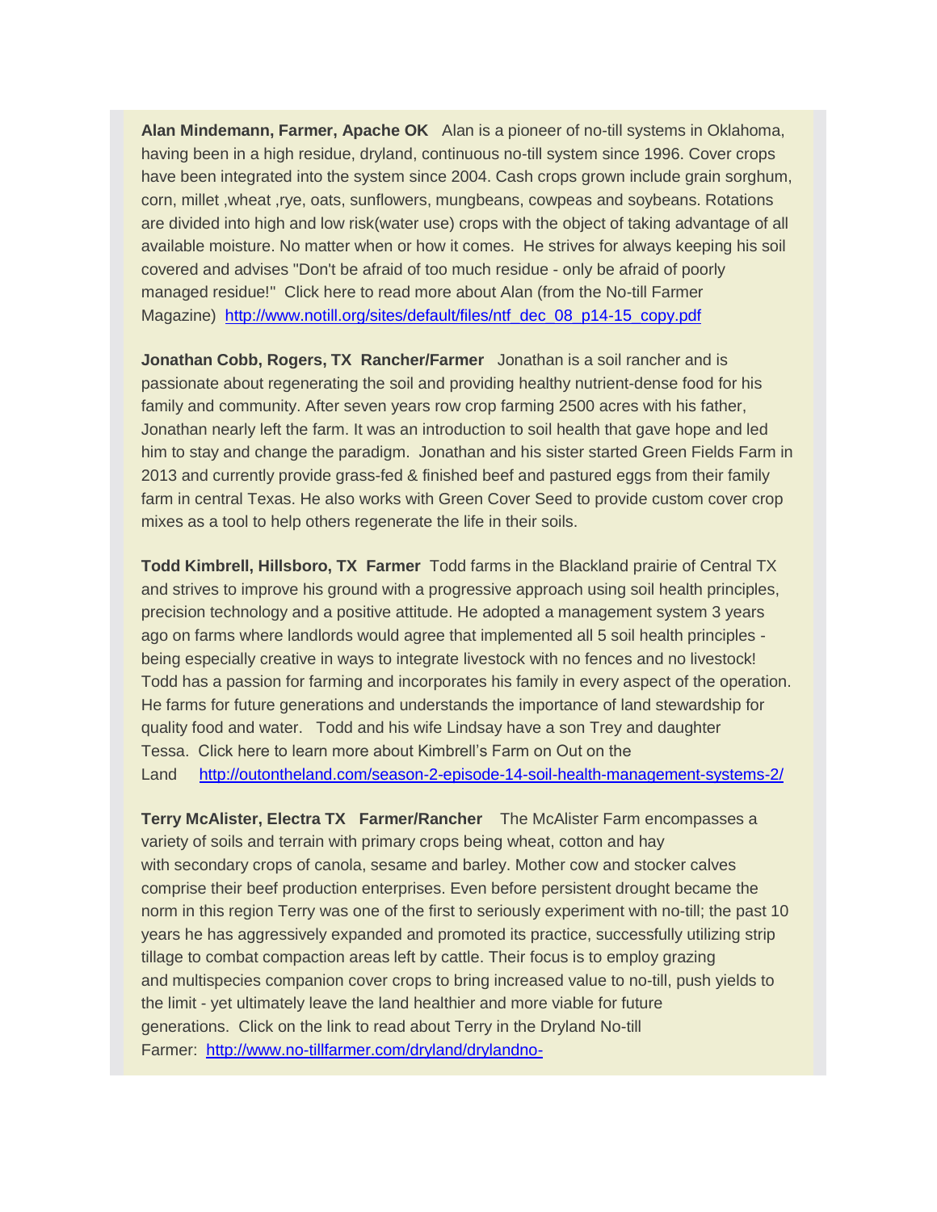**Alan Mindemann, Farmer, Apache OK** Alan is a pioneer of no-till systems in Oklahoma, having been in a high residue, dryland, continuous no-till system since 1996. Cover crops have been integrated into the system since 2004. Cash crops grown include grain sorghum, corn, millet ,wheat ,rye, oats, sunflowers, mungbeans, cowpeas and soybeans. Rotations are divided into high and low risk(water use) crops with the object of taking advantage of all available moisture. No matter when or how it comes. He strives for always keeping his soil covered and advises "Don't be afraid of too much residue - only be afraid of poorly managed residue!" Click here to read more about Alan (from the No-till Farmer Magazine) http://www.notill.org/sites/default/files/ntf_dec_08_p14-15_copy.pdf

**Jonathan Cobb, Rogers, TX Rancher/Farmer** Jonathan is a soil rancher and is passionate about regenerating the soil and providing healthy nutrient-dense food for his family and community. After seven years row crop farming 2500 acres with his father, Jonathan nearly left the farm. It was an introduction to soil health that gave hope and led him to stay and change the paradigm. Jonathan and his sister started Green Fields Farm in 2013 and currently provide grass-fed & finished beef and pastured eggs from their family farm in central Texas. He also works with Green Cover Seed to provide custom cover crop mixes as a tool to help others regenerate the life in their soils.

**Todd Kimbrell, Hillsboro, TX Farmer** Todd farms in the Blackland prairie of Central TX and strives to improve his ground with a progressive approach using soil health principles, precision technology and a positive attitude. He adopted a management system 3 years ago on farms where landlords would agree that implemented all 5 soil health principles - being especially creative in ways to integrate livestock with no fences and no livestock! Todd has a passion for farming and incorporates his family in every aspect of the operation. He farms for future generations and understands the importance of land stewardship for quality food and water. Todd and his wife Lindsay have a son Trey and daughter Tessa. Click here to learn more about Kimbrell's Farm on Out on the Land http://outontheland.com/season-2-episode-14-soil-health-management-systems-2/

**Terry McAlister, Electra TX Farmer/Rancher** The McAlister Farm encompasses a variety of soils and terrain with primary crops being wheat, cotton and hay with secondary crops of canola, sesame and barley. Mother cow and stocker calves comprise their beef production enterprises. Even before persistent drought became the norm in this region Terry was one of the first to seriously experiment with no-till; the past 10 years he has aggressively expanded and promoted its practice, successfully utilizing strip tillage to combat compaction areas left by cattle. Their focus is to employ grazing and multispecies companion cover crops to bring increased value to no-till, push yields to the limit - yet ultimately leave the land healthier and more viable for future generations. Click on the link to read about Terry in the Dryland No-till Farmer: http://www.no-tillfarmer.com/dryland/drylandno-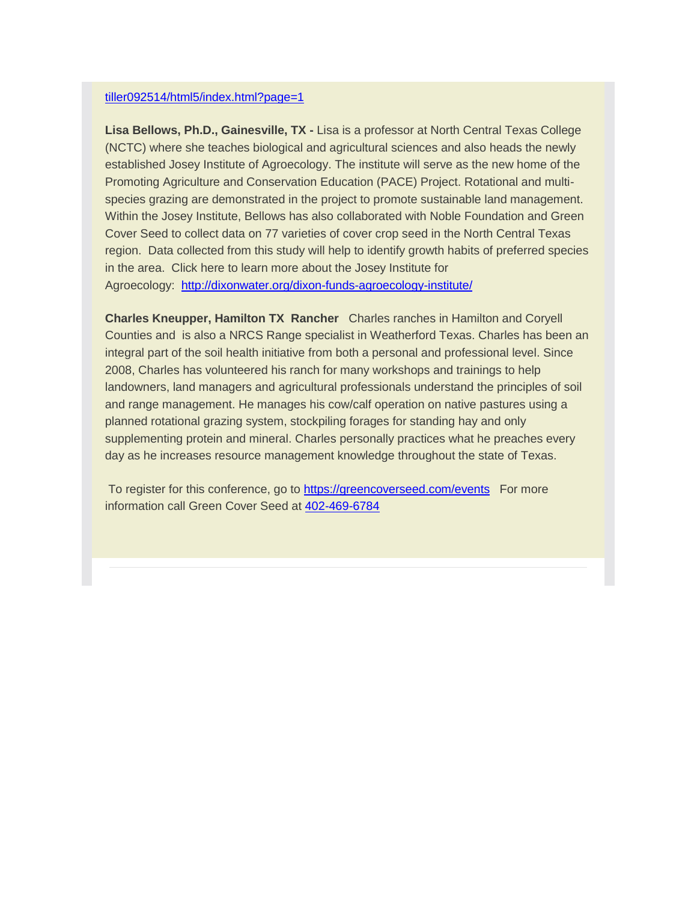tiller092514/html5/index.html?page=1

**Lisa Bellows, Ph.D., Gainesville, TX -** Lisa is a professor at North Central Texas College (NCTC) where she teaches biological and agricultural sciences and also heads the newly established Josey Institute of Agroecology. The institute will serve as the new home of the Promoting Agriculture and Conservation Education (PACE) Project. Rotational and multi-species grazing are demonstrated in the project to promote sustainable land management. Within the Josey Institute, Bellows has also collaborated with Noble Foundation and Green Cover Seed to collect data on 77 varieties of cover crop seed in the North Central Texas region. Data collected from this study will help to identify growth habits of preferred species in the area. Click here to learn more about the Josey Institute for Agroecology: http://dixonwater.org/dixon-funds-agroecology-institute/

**Charles Kneupper, Hamilton TX Rancher** Charles ranches in Hamilton and Coryell Counties and is also a NRCS Range specialist in Weatherford Texas. Charles has been an integral part of the soil health initiative from both a personal and professional level. Since 2008, Charles has volunteered his ranch for many workshops and trainings to help landowners, land managers and agricultural professionals understand the principles of soil and range management. He manages his cow/calf operation on native pastures using a planned rotational grazing system, stockpiling forages for standing hay and only supplementing protein and mineral. Charles personally practices what he preaches every day as he increases resource management knowledge throughout the state of Texas.

To register for this conference, go to https://greencoverseed.com/events For more information call Green Cover Seed at 402-469-6784